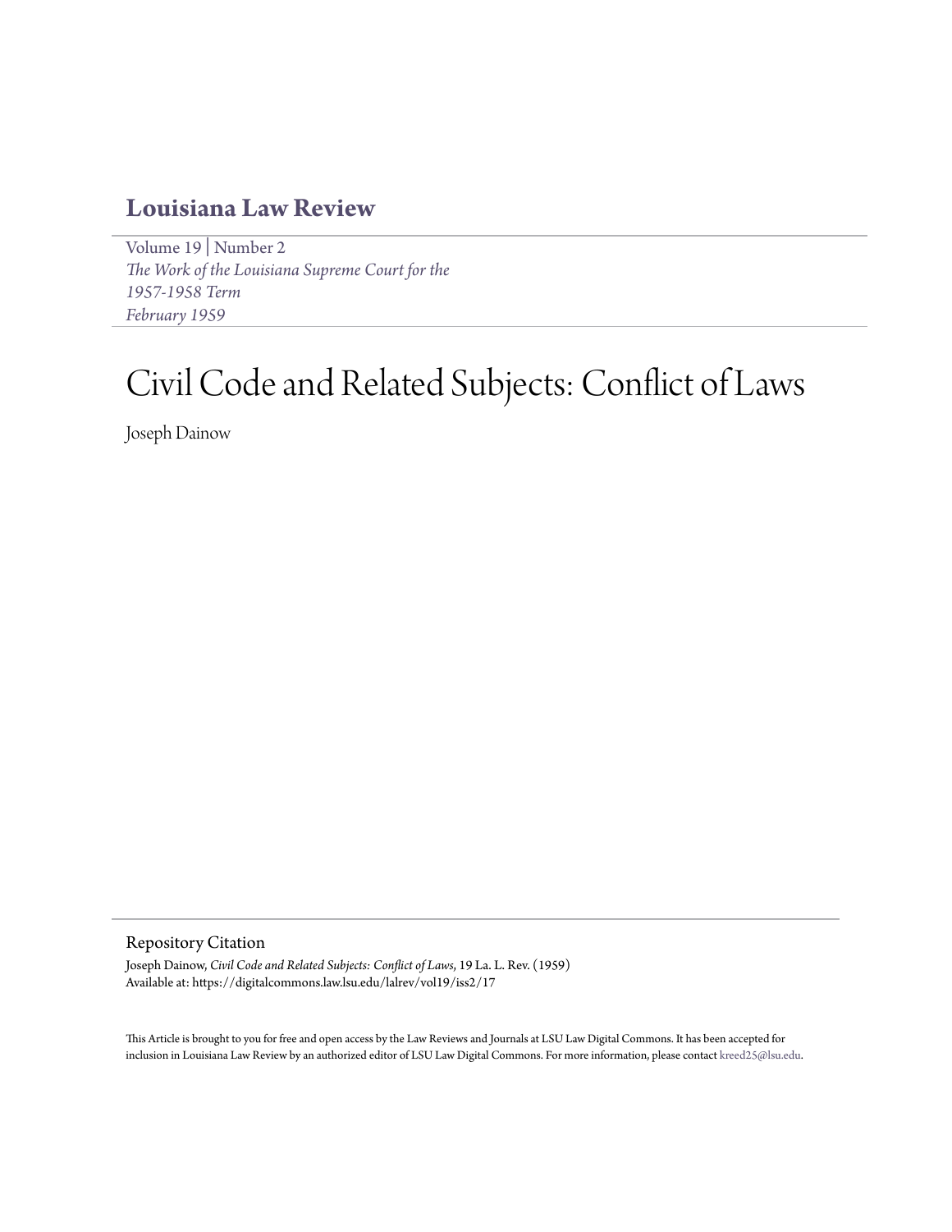# Louisiana Law Review

Volume 19 | Number 2
*The Work of the Louisiana Supreme Court for the 1957-1958 Term*
*February 1959*

# Civil Code and Related Subjects: Conflict of Laws

Joseph Dainow

## Repository Citation

Joseph Dainow, *Civil Code and Related Subjects: Conflict of Laws*, 19 La. L. Rev. (1959)
Available at: https://digitalcommons.law.lsu.edu/lalrev/vol19/iss2/17

This Article is brought to you for free and open access by the Law Reviews and Journals at LSU Law Digital Commons. It has been accepted for inclusion in Louisiana Law Review by an authorized editor of LSU Law Digital Commons. For more information, please contact kreed25@lsu.edu.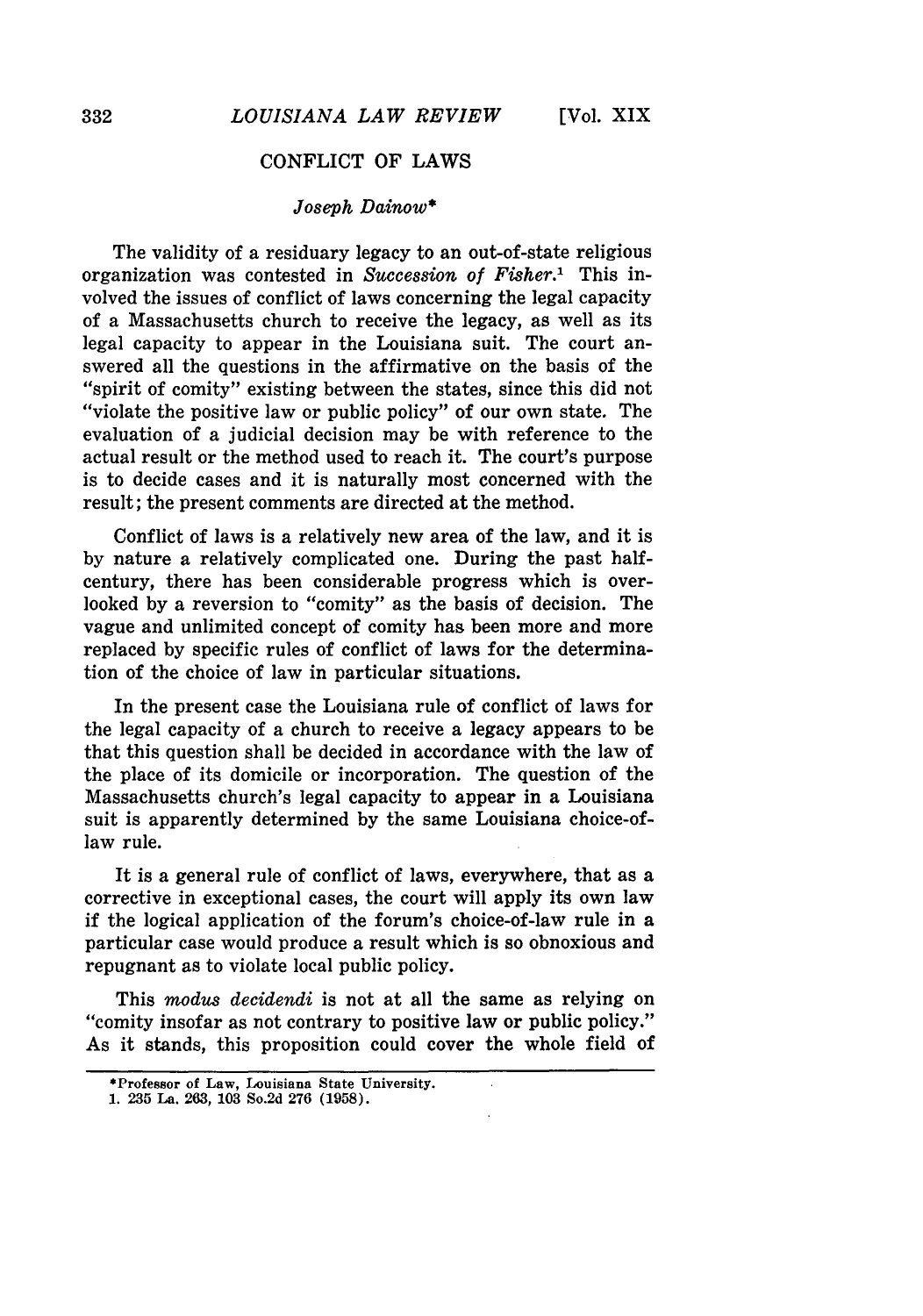## CONFLICT OF LAWS

*Joseph Dainow**

The validity of a residuary legacy to an out-of-state religious organization was contested in *Succession of Fisher*.[1] This involved the issues of conflict of laws concerning the legal capacity of a Massachusetts church to receive the legacy, as well as its legal capacity to appear in the Louisiana suit. The court answered all the questions in the affirmative on the basis of the "spirit of comity" existing between the states, since this did not "violate the positive law or public policy" of our own state. The evaluation of a judicial decision may be with reference to the actual result or the method used to reach it. The court's purpose is to decide cases and it is naturally most concerned with the result; the present comments are directed at the method.

Conflict of laws is a relatively new area of the law, and it is by nature a relatively complicated one. During the past half-century, there has been considerable progress which is overlooked by a reversion to "comity" as the basis of decision. The vague and unlimited concept of comity has been more and more replaced by specific rules of conflict of laws for the determination of the choice of law in particular situations.

In the present case the Louisiana rule of conflict of laws for the legal capacity of a church to receive a legacy appears to be that this question shall be decided in accordance with the law of the place of its domicile or incorporation. The question of the Massachusetts church's legal capacity to appear in a Louisiana suit is apparently determined by the same Louisiana choice-of-law rule.

It is a general rule of conflict of laws, everywhere, that as a corrective in exceptional cases, the court will apply its own law if the logical application of the forum's choice-of-law rule in a particular case would produce a result which is so obnoxious and repugnant as to violate local public policy.

This *modus decidendi* is not at all the same as relying on "comity insofar as not contrary to positive law or public policy." As it stands, this proposition could cover the whole field of

---

*Professor of Law, Louisiana State University.

1. 235 La. 263, 103 So.2d 276 (1958).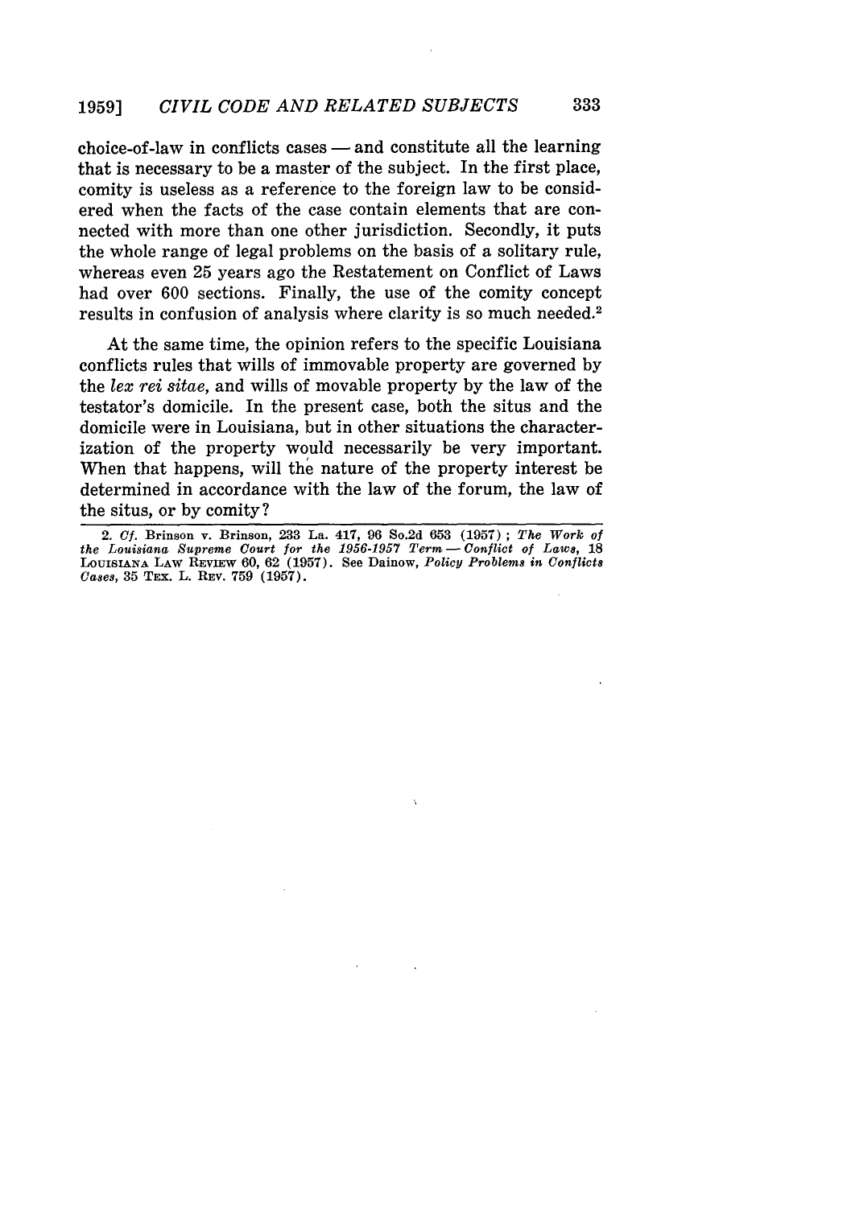choice-of-law in conflicts cases — and constitute all the learning that is necessary to be a master of the subject. In the first place, comity is useless as a reference to the foreign law to be considered when the facts of the case contain elements that are connected with more than one other jurisdiction. Secondly, it puts the whole range of legal problems on the basis of a solitary rule, whereas even 25 years ago the Restatement on Conflict of Laws had over 600 sections. Finally, the use of the comity concept results in confusion of analysis where clarity is so much needed.[2]

At the same time, the opinion refers to the specific Louisiana conflicts rules that wills of immovable property are governed by the *lex rei sitae*, and wills of movable property by the law of the testator's domicile. In the present case, both the situs and the domicile were in Louisiana, but in other situations the characterization of the property would necessarily be very important. When that happens, will the nature of the property interest be determined in accordance with the law of the forum, the law of the situs, or by comity?

2. *Cf.* Brinson v. Brinson, 233 La. 417, 96 So.2d 653 (1957); *The Work of the Louisiana Supreme Court for the 1956-1957 Term — Conflict of Laws*, 18 LOUISIANA LAW REVIEW 60, 62 (1957). See Dainow, *Policy Problems in Conflicts Cases*, 35 TEX. L. REV. 759 (1957).